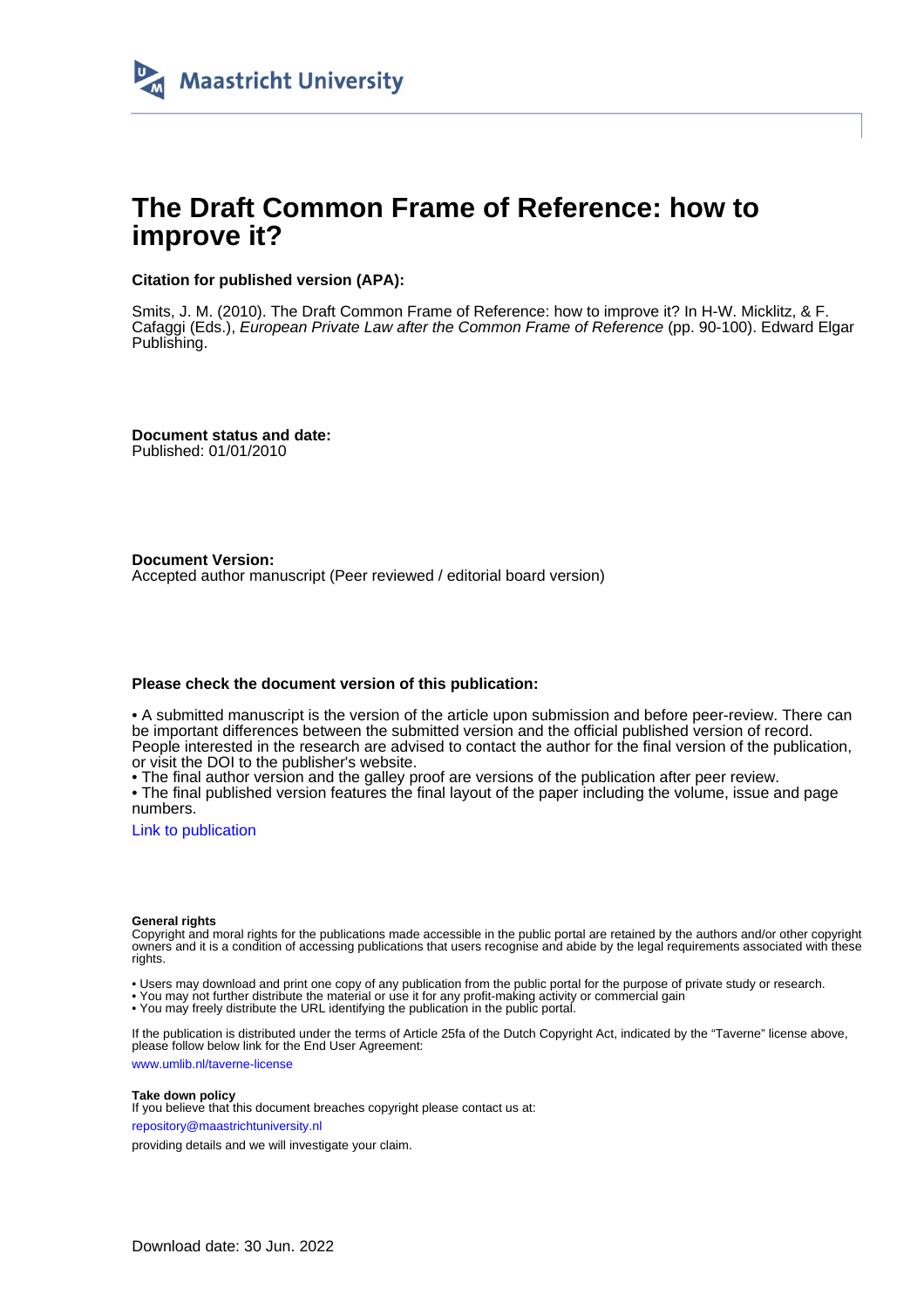Maastricht University

# The Draft Common Frame of Reference: how to improve it?

**Citation for published version (APA):**

Smits, J. M. (2010). The Draft Common Frame of Reference: how to improve it? In H-W. Micklitz, & F. Cafaggi (Eds.), *European Private Law after the Common Frame of Reference* (pp. 90-100). Edward Elgar Publishing.

**Document status and date:**
Published: 01/01/2010

**Document Version:**
Accepted author manuscript (Peer reviewed / editorial board version)

**Please check the document version of this publication:**

• A submitted manuscript is the version of the article upon submission and before peer-review. There can be important differences between the submitted version and the official published version of record. People interested in the research are advised to contact the author for the final version of the publication, or visit the DOI to the publisher's website.
• The final author version and the galley proof are versions of the publication after peer review.
• The final published version features the final layout of the paper including the volume, issue and page numbers.

Link to publication

**General rights**
Copyright and moral rights for the publications made accessible in the public portal are retained by the authors and/or other copyright owners and it is a condition of accessing publications that users recognise and abide by the legal requirements associated with these rights.

• Users may download and print one copy of any publication from the public portal for the purpose of private study or research.
• You may not further distribute the material or use it for any profit-making activity or commercial gain
• You may freely distribute the URL identifying the publication in the public portal.

If the publication is distributed under the terms of Article 25fa of the Dutch Copyright Act, indicated by the "Taverne" license above, please follow below link for the End User Agreement:

www.umlib.nl/taverne-license

**Take down policy**
If you believe that this document breaches copyright please contact us at:

repository@maastrichtuniversity.nl

providing details and we will investigate your claim.

Download date: 30 Jun. 2022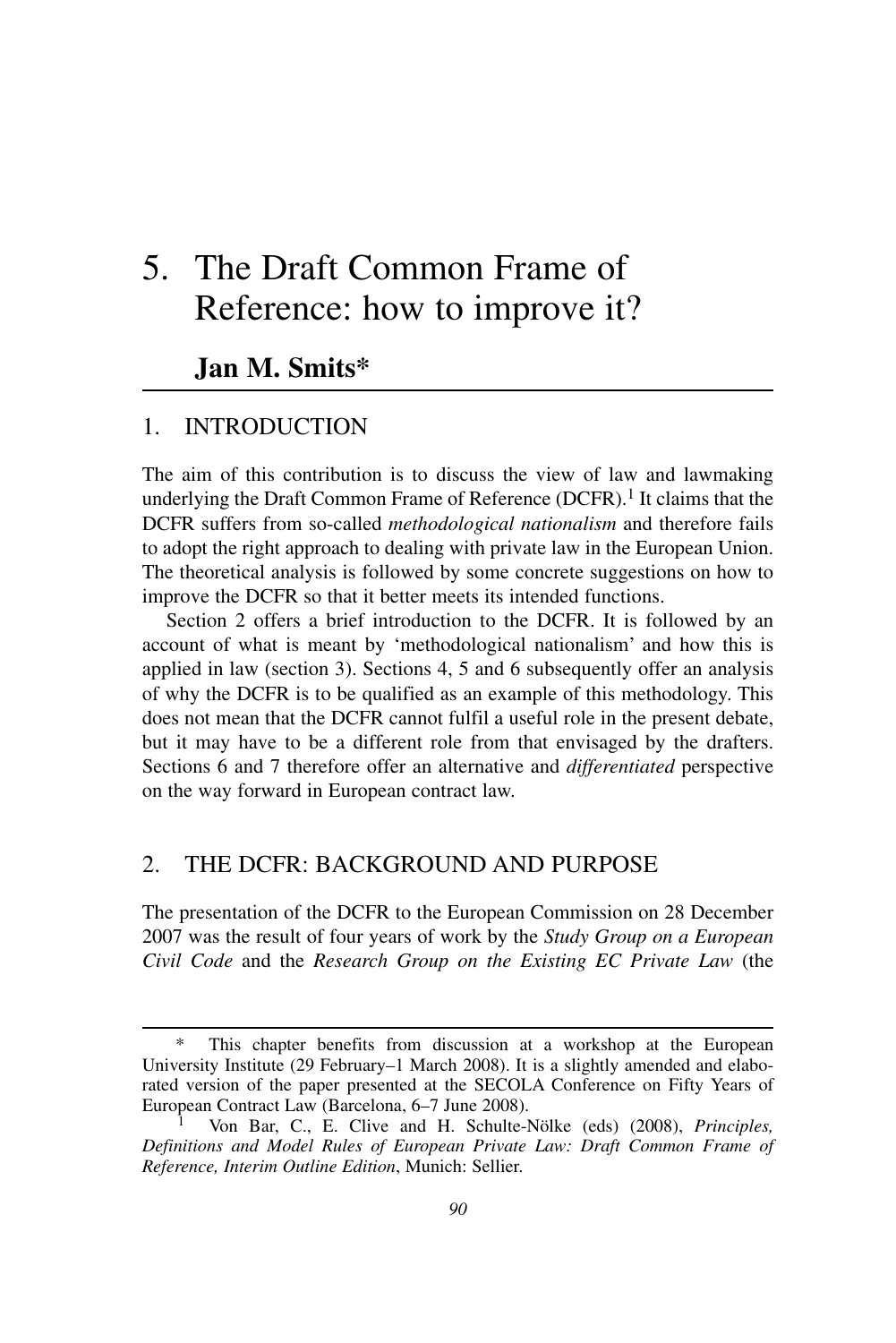# 5. The Draft Common Frame of Reference: how to improve it?

## Jan M. Smits*

### 1. INTRODUCTION

The aim of this contribution is to discuss the view of law and lawmaking underlying the Draft Common Frame of Reference (DCFR).[1] It claims that the DCFR suffers from so-called *methodological nationalism* and therefore fails to adopt the right approach to dealing with private law in the European Union. The theoretical analysis is followed by some concrete suggestions on how to improve the DCFR so that it better meets its intended functions.

Section 2 offers a brief introduction to the DCFR. It is followed by an account of what is meant by 'methodological nationalism' and how this is applied in law (section 3). Sections 4, 5 and 6 subsequently offer an analysis of why the DCFR is to be qualified as an example of this methodology. This does not mean that the DCFR cannot fulfil a useful role in the present debate, but it may have to be a different role from that envisaged by the drafters. Sections 6 and 7 therefore offer an alternative and *differentiated* perspective on the way forward in European contract law.

### 2. THE DCFR: BACKGROUND AND PURPOSE

The presentation of the DCFR to the European Commission on 28 December 2007 was the result of four years of work by the *Study Group on a European Civil Code* and the *Research Group on the Existing EC Private Law* (the

---

\* This chapter benefits from discussion at a workshop at the European University Institute (29 February–1 March 2008). It is a slightly amended and elaborated version of the paper presented at the SECOLA Conference on Fifty Years of European Contract Law (Barcelona, 6–7 June 2008).

[1] Von Bar, C., E. Clive and H. Schulte-Nölke (eds) (2008), *Principles, Definitions and Model Rules of European Private Law: Draft Common Frame of Reference, Interim Outline Edition*, Munich: Sellier.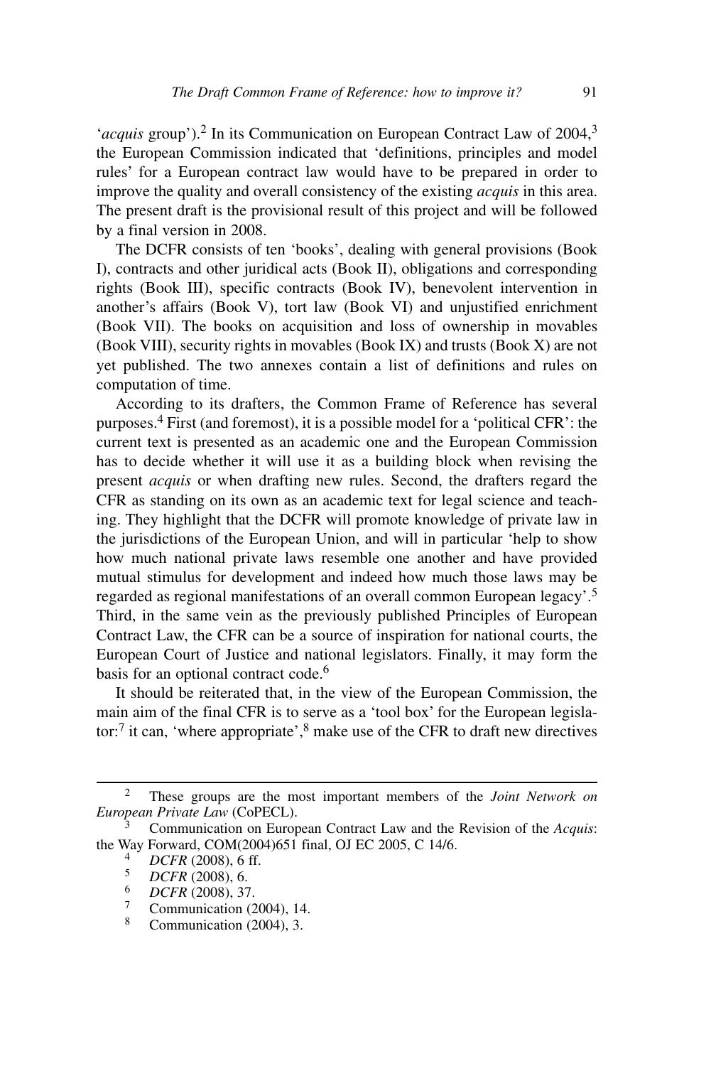'*acquis* group').[2] In its Communication on European Contract Law of 2004,[3] the European Commission indicated that 'definitions, principles and model rules' for a European contract law would have to be prepared in order to improve the quality and overall consistency of the existing *acquis* in this area. The present draft is the provisional result of this project and will be followed by a final version in 2008.

The DCFR consists of ten 'books', dealing with general provisions (Book I), contracts and other juridical acts (Book II), obligations and corresponding rights (Book III), specific contracts (Book IV), benevolent intervention in another's affairs (Book V), tort law (Book VI) and unjustified enrichment (Book VII). The books on acquisition and loss of ownership in movables (Book VIII), security rights in movables (Book IX) and trusts (Book X) are not yet published. The two annexes contain a list of definitions and rules on computation of time.

According to its drafters, the Common Frame of Reference has several purposes.[4] First (and foremost), it is a possible model for a 'political CFR': the current text is presented as an academic one and the European Commission has to decide whether it will use it as a building block when revising the present *acquis* or when drafting new rules. Second, the drafters regard the CFR as standing on its own as an academic text for legal science and teaching. They highlight that the DCFR will promote knowledge of private law in the jurisdictions of the European Union, and will in particular 'help to show how much national private laws resemble one another and have provided mutual stimulus for development and indeed how much those laws may be regarded as regional manifestations of an overall common European legacy'.[5] Third, in the same vein as the previously published Principles of European Contract Law, the CFR can be a source of inspiration for national courts, the European Court of Justice and national legislators. Finally, it may form the basis for an optional contract code.[6]

It should be reiterated that, in the view of the European Commission, the main aim of the final CFR is to serve as a 'tool box' for the European legislator:[7] it can, 'where appropriate',[8] make use of the CFR to draft new directives

---

[2] These groups are the most important members of the *Joint Network on European Private Law* (CoPECL).

[3] Communication on European Contract Law and the Revision of the *Acquis*: the Way Forward, COM(2004)651 final, OJ EC 2005, C 14/6.

[4] *DCFR* (2008), 6 ff.

[5] *DCFR* (2008), 6.

[6] *DCFR* (2008), 37.

[7] Communication (2004), 14.

[8] Communication (2004), 3.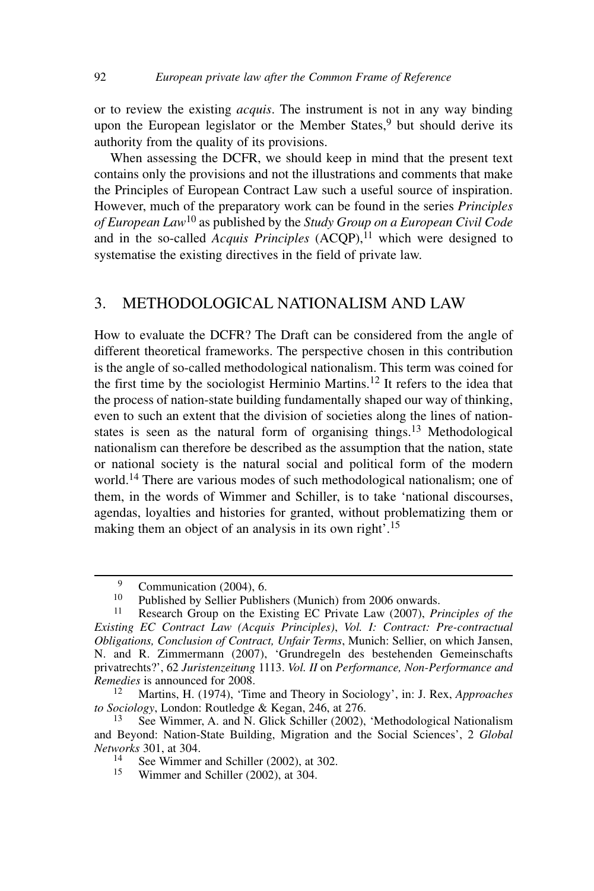or to review the existing *acquis*. The instrument is not in any way binding upon the European legislator or the Member States,[9] but should derive its authority from the quality of its provisions.

When assessing the DCFR, we should keep in mind that the present text contains only the provisions and not the illustrations and comments that make the Principles of European Contract Law such a useful source of inspiration. However, much of the preparatory work can be found in the series *Principles of European Law*[10] as published by the *Study Group on a European Civil Code* and in the so-called *Acquis Principles* (ACQP),[11] which were designed to systematise the existing directives in the field of private law.

## 3. METHODOLOGICAL NATIONALISM AND LAW

How to evaluate the DCFR? The Draft can be considered from the angle of different theoretical frameworks. The perspective chosen in this contribution is the angle of so-called methodological nationalism. This term was coined for the first time by the sociologist Herminio Martins.[12] It refers to the idea that the process of nation-state building fundamentally shaped our way of thinking, even to such an extent that the division of societies along the lines of nation-states is seen as the natural form of organising things.[13] Methodological nationalism can therefore be described as the assumption that the nation, state or national society is the natural social and political form of the modern world.[14] There are various modes of such methodological nationalism; one of them, in the words of Wimmer and Schiller, is to take 'national discourses, agendas, loyalties and histories for granted, without problematizing them or making them an object of an analysis in its own right'.[15]

---

[9] Communication (2004), 6.

[10] Published by Sellier Publishers (Munich) from 2006 onwards.

[11] Research Group on the Existing EC Private Law (2007), *Principles of the Existing EC Contract Law (Acquis Principles)*, *Vol. I: Contract: Pre-contractual Obligations, Conclusion of Contract, Unfair Terms*, Munich: Sellier, on which Jansen, N. and R. Zimmermann (2007), 'Grundregeln des bestehenden Gemeinschafts privatrechts?', 62 *Juristenzeitung* 1113. *Vol. II* on *Performance, Non-Performance and Remedies* is announced for 2008.

[12] Martins, H. (1974), 'Time and Theory in Sociology', in: J. Rex, *Approaches to Sociology*, London: Routledge & Kegan, 246, at 276.

[13] See Wimmer, A. and N. Glick Schiller (2002), 'Methodological Nationalism and Beyond: Nation-State Building, Migration and the Social Sciences', 2 *Global Networks* 301, at 304.

[14] See Wimmer and Schiller (2002), at 302.

[15] Wimmer and Schiller (2002), at 304.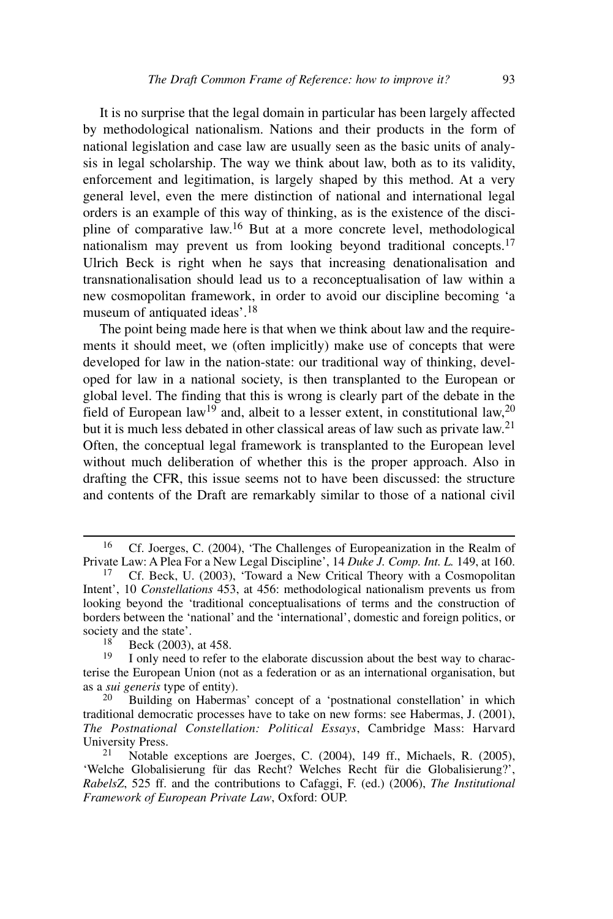It is no surprise that the legal domain in particular has been largely affected by methodological nationalism. Nations and their products in the form of national legislation and case law are usually seen as the basic units of analysis in legal scholarship. The way we think about law, both as to its validity, enforcement and legitimation, is largely shaped by this method. At a very general level, even the mere distinction of national and international legal orders is an example of this way of thinking, as is the existence of the discipline of comparative law.[16] But at a more concrete level, methodological nationalism may prevent us from looking beyond traditional concepts.[17] Ulrich Beck is right when he says that increasing denationalisation and transnationalisation should lead us to a reconceptualisation of law within a new cosmopolitan framework, in order to avoid our discipline becoming 'a museum of antiquated ideas'.[18]

The point being made here is that when we think about law and the requirements it should meet, we (often implicitly) make use of concepts that were developed for law in the nation-state: our traditional way of thinking, developed for law in a national society, is then transplanted to the European or global level. The finding that this is wrong is clearly part of the debate in the field of European law[19] and, albeit to a lesser extent, in constitutional law,[20] but it is much less debated in other classical areas of law such as private law.[21] Often, the conceptual legal framework is transplanted to the European level without much deliberation of whether this is the proper approach. Also in drafting the CFR, this issue seems not to have been discussed: the structure and contents of the Draft are remarkably similar to those of a national civil

---

[16] Cf. Joerges, C. (2004), 'The Challenges of Europeanization in the Realm of Private Law: A Plea For a New Legal Discipline', 14 *Duke J. Comp. Int. L.* 149, at 160.

[17] Cf. Beck, U. (2003), 'Toward a New Critical Theory with a Cosmopolitan Intent', 10 *Constellations* 453, at 456: methodological nationalism prevents us from looking beyond the 'traditional conceptualisations of terms and the construction of borders between the 'national' and the 'international', domestic and foreign politics, or society and the state'.

[18] Beck (2003), at 458.

[19] I only need to refer to the elaborate discussion about the best way to characterise the European Union (not as a federation or as an international organisation, but as a *sui generis* type of entity).

[20] Building on Habermas' concept of a 'postnational constellation' in which traditional democratic processes have to take on new forms: see Habermas, J. (2001), *The Postnational Constellation: Political Essays*, Cambridge Mass: Harvard University Press.

[21] Notable exceptions are Joerges, C. (2004), 149 ff., Michaels, R. (2005), 'Welche Globalisierung für das Recht? Welches Recht für die Globalisierung?', *RabelsZ*, 525 ff. and the contributions to Cafaggi, F. (ed.) (2006), *The Institutional Framework of European Private Law*, Oxford: OUP.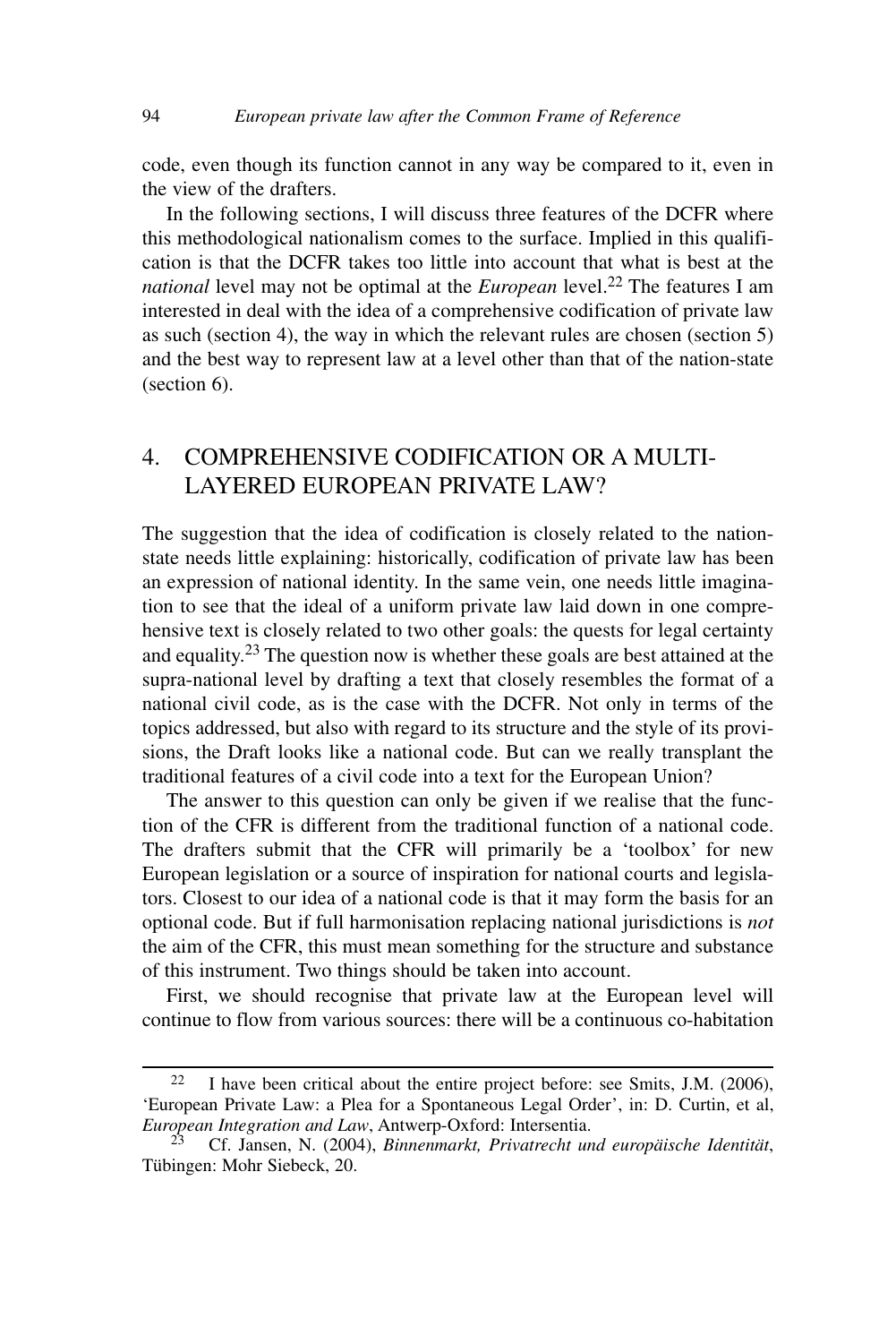code, even though its function cannot in any way be compared to it, even in the view of the drafters.

In the following sections, I will discuss three features of the DCFR where this methodological nationalism comes to the surface. Implied in this qualification is that the DCFR takes too little into account that what is best at the *national* level may not be optimal at the *European* level.[22] The features I am interested in deal with the idea of a comprehensive codification of private law as such (section 4), the way in which the relevant rules are chosen (section 5) and the best way to represent law at a level other than that of the nation-state (section 6).

## 4. COMPREHENSIVE CODIFICATION OR A MULTI-LAYERED EUROPEAN PRIVATE LAW?

The suggestion that the idea of codification is closely related to the nation-state needs little explaining: historically, codification of private law has been an expression of national identity. In the same vein, one needs little imagination to see that the ideal of a uniform private law laid down in one comprehensive text is closely related to two other goals: the quests for legal certainty and equality.[23] The question now is whether these goals are best attained at the supra-national level by drafting a text that closely resembles the format of a national civil code, as is the case with the DCFR. Not only in terms of the topics addressed, but also with regard to its structure and the style of its provisions, the Draft looks like a national code. But can we really transplant the traditional features of a civil code into a text for the European Union?

The answer to this question can only be given if we realise that the function of the CFR is different from the traditional function of a national code. The drafters submit that the CFR will primarily be a 'toolbox' for new European legislation or a source of inspiration for national courts and legislators. Closest to our idea of a national code is that it may form the basis for an optional code. But if full harmonisation replacing national jurisdictions is *not* the aim of the CFR, this must mean something for the structure and substance of this instrument. Two things should be taken into account.

First, we should recognise that private law at the European level will continue to flow from various sources: there will be a continuous co-habitation

---

[22] I have been critical about the entire project before: see Smits, J.M. (2006), 'European Private Law: a Plea for a Spontaneous Legal Order', in: D. Curtin, et al, *European Integration and Law*, Antwerp-Oxford: Intersentia.

[23] Cf. Jansen, N. (2004), *Binnenmarkt, Privatrecht und europäische Identität*, Tübingen: Mohr Siebeck, 20.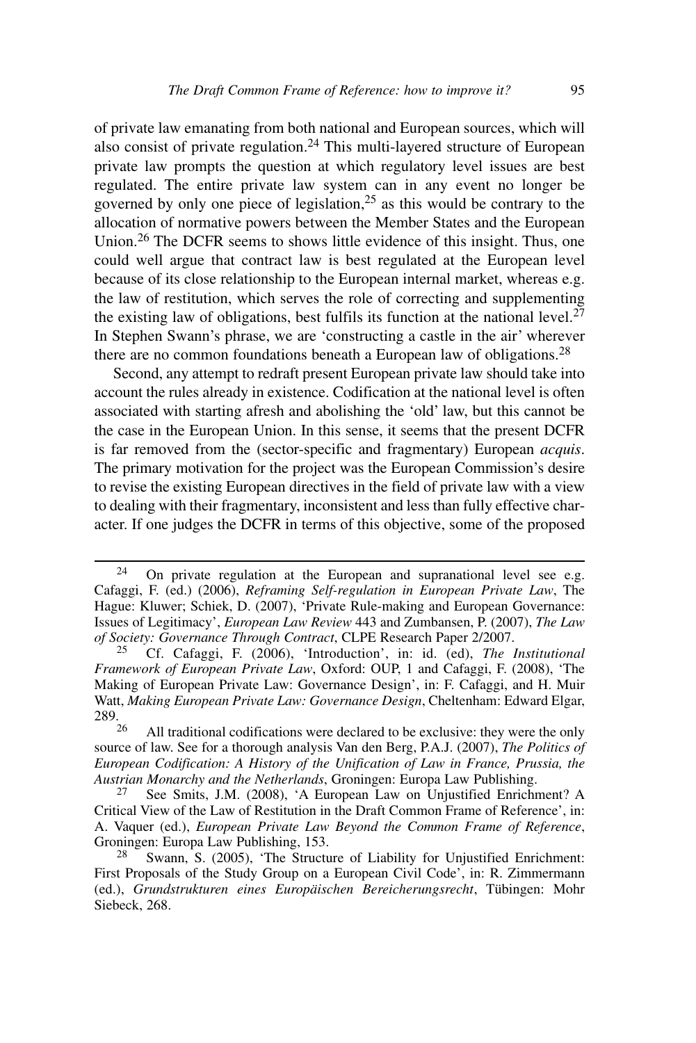of private law emanating from both national and European sources, which will also consist of private regulation.[24] This multi-layered structure of European private law prompts the question at which regulatory level issues are best regulated. The entire private law system can in any event no longer be governed by only one piece of legislation,[25] as this would be contrary to the allocation of normative powers between the Member States and the European Union.[26] The DCFR seems to shows little evidence of this insight. Thus, one could well argue that contract law is best regulated at the European level because of its close relationship to the European internal market, whereas e.g. the law of restitution, which serves the role of correcting and supplementing the existing law of obligations, best fulfils its function at the national level.[27] In Stephen Swann's phrase, we are 'constructing a castle in the air' wherever there are no common foundations beneath a European law of obligations.[28]

Second, any attempt to redraft present European private law should take into account the rules already in existence. Codification at the national level is often associated with starting afresh and abolishing the 'old' law, but this cannot be the case in the European Union. In this sense, it seems that the present DCFR is far removed from the (sector-specific and fragmentary) European *acquis*. The primary motivation for the project was the European Commission's desire to revise the existing European directives in the field of private law with a view to dealing with their fragmentary, inconsistent and less than fully effective character. If one judges the DCFR in terms of this objective, some of the proposed

---

[24] On private regulation at the European and supranational level see e.g. Cafaggi, F. (ed.) (2006), *Reframing Self-regulation in European Private Law*, The Hague: Kluwer; Schiek, D. (2007), 'Private Rule-making and European Governance: Issues of Legitimacy', *European Law Review* 443 and Zumbansen, P. (2007), *The Law of Society: Governance Through Contract*, CLPE Research Paper 2/2007.

[25] Cf. Cafaggi, F. (2006), 'Introduction', in: id. (ed), *The Institutional Framework of European Private Law*, Oxford: OUP, 1 and Cafaggi, F. (2008), 'The Making of European Private Law: Governance Design', in: F. Cafaggi, and H. Muir Watt, *Making European Private Law: Governance Design*, Cheltenham: Edward Elgar, 289.

[26] All traditional codifications were declared to be exclusive: they were the only source of law. See for a thorough analysis Van den Berg, P.A.J. (2007), *The Politics of European Codification: A History of the Unification of Law in France, Prussia, the Austrian Monarchy and the Netherlands*, Groningen: Europa Law Publishing.

[27] See Smits, J.M. (2008), 'A European Law on Unjustified Enrichment? A Critical View of the Law of Restitution in the Draft Common Frame of Reference', in: A. Vaquer (ed.), *European Private Law Beyond the Common Frame of Reference*, Groningen: Europa Law Publishing, 153.

[28] Swann, S. (2005), 'The Structure of Liability for Unjustified Enrichment: First Proposals of the Study Group on a European Civil Code', in: R. Zimmermann (ed.), *Grundstrukturen eines Europäischen Bereicherungsrecht*, Tübingen: Mohr Siebeck, 268.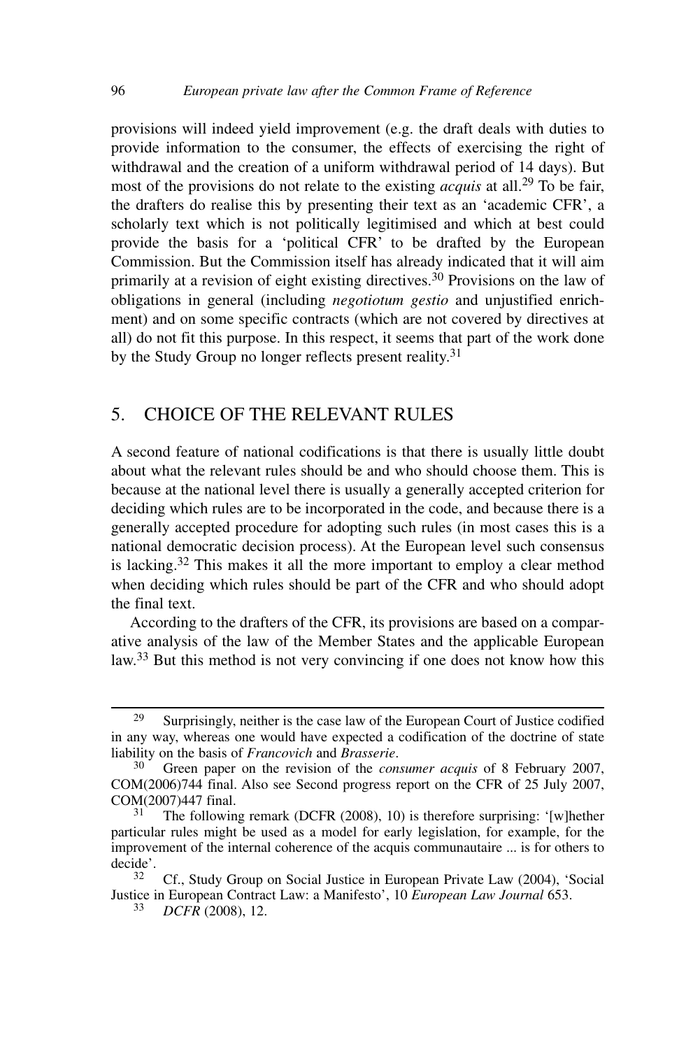provisions will indeed yield improvement (e.g. the draft deals with duties to provide information to the consumer, the effects of exercising the right of withdrawal and the creation of a uniform withdrawal period of 14 days). But most of the provisions do not relate to the existing *acquis* at all.[29] To be fair, the drafters do realise this by presenting their text as an 'academic CFR', a scholarly text which is not politically legitimised and which at best could provide the basis for a 'political CFR' to be drafted by the European Commission. But the Commission itself has already indicated that it will aim primarily at a revision of eight existing directives.[30] Provisions on the law of obligations in general (including *negotiotum gestio* and unjustified enrichment) and on some specific contracts (which are not covered by directives at all) do not fit this purpose. In this respect, it seems that part of the work done by the Study Group no longer reflects present reality.[31]

## 5. CHOICE OF THE RELEVANT RULES

A second feature of national codifications is that there is usually little doubt about what the relevant rules should be and who should choose them. This is because at the national level there is usually a generally accepted criterion for deciding which rules are to be incorporated in the code, and because there is a generally accepted procedure for adopting such rules (in most cases this is a national democratic decision process). At the European level such consensus is lacking.[32] This makes it all the more important to employ a clear method when deciding which rules should be part of the CFR and who should adopt the final text.

According to the drafters of the CFR, its provisions are based on a comparative analysis of the law of the Member States and the applicable European law.[33] But this method is not very convincing if one does not know how this

---

[29] Surprisingly, neither is the case law of the European Court of Justice codified in any way, whereas one would have expected a codification of the doctrine of state liability on the basis of *Francovich* and *Brasserie*.

[30] Green paper on the revision of the *consumer acquis* of 8 February 2007, COM(2006)744 final. Also see Second progress report on the CFR of 25 July 2007, COM(2007)447 final.

[31] The following remark (DCFR (2008), 10) is therefore surprising: '[w]hether particular rules might be used as a model for early legislation, for example, for the improvement of the internal coherence of the acquis communautaire ... is for others to decide'.

[32] Cf., Study Group on Social Justice in European Private Law (2004), 'Social Justice in European Contract Law: a Manifesto', 10 *European Law Journal* 653.

[33] *DCFR* (2008), 12.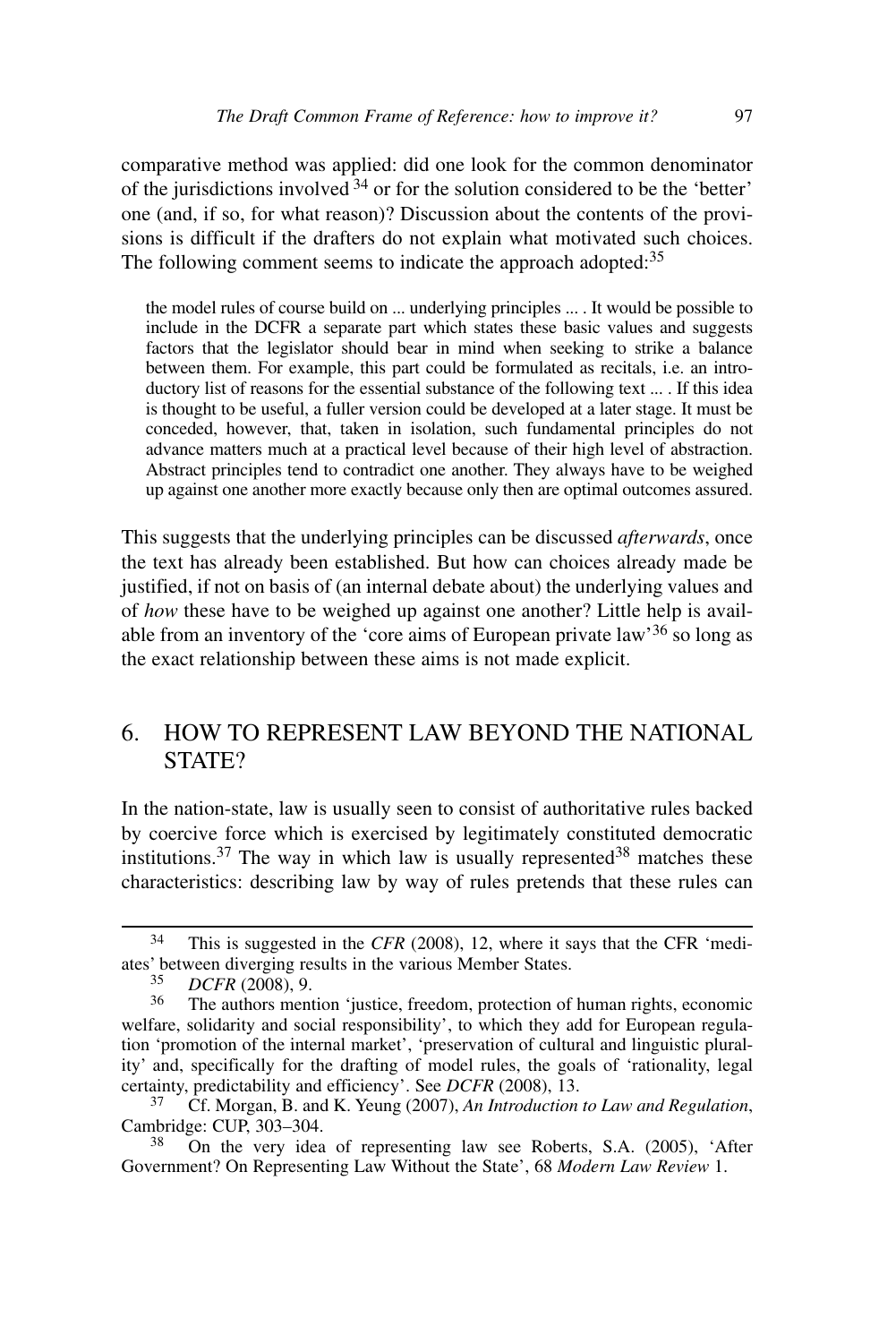comparative method was applied: did one look for the common denominator of the jurisdictions involved [34] or for the solution considered to be the 'better' one (and, if so, for what reason)? Discussion about the contents of the provisions is difficult if the drafters do not explain what motivated such choices. The following comment seems to indicate the approach adopted:[35]

> the model rules of course build on ... underlying principles ... . It would be possible to include in the DCFR a separate part which states these basic values and suggests factors that the legislator should bear in mind when seeking to strike a balance between them. For example, this part could be formulated as recitals, i.e. an introductory list of reasons for the essential substance of the following text ... . If this idea is thought to be useful, a fuller version could be developed at a later stage. It must be conceded, however, that, taken in isolation, such fundamental principles do not advance matters much at a practical level because of their high level of abstraction. Abstract principles tend to contradict one another. They always have to be weighed up against one another more exactly because only then are optimal outcomes assured.

This suggests that the underlying principles can be discussed *afterwards*, once the text has already been established. But how can choices already made be justified, if not on basis of (an internal debate about) the underlying values and of *how* these have to be weighed up against one another? Little help is available from an inventory of the 'core aims of European private law'[36] so long as the exact relationship between these aims is not made explicit.

## 6. HOW TO REPRESENT LAW BEYOND THE NATIONAL STATE?

In the nation-state, law is usually seen to consist of authoritative rules backed by coercive force which is exercised by legitimately constituted democratic institutions.[37] The way in which law is usually represented[38] matches these characteristics: describing law by way of rules pretends that these rules can

---

[34] This is suggested in the *CFR* (2008), 12, where it says that the CFR 'mediates' between diverging results in the various Member States.

[35] *DCFR* (2008), 9.

[36] The authors mention 'justice, freedom, protection of human rights, economic welfare, solidarity and social responsibility', to which they add for European regulation 'promotion of the internal market', 'preservation of cultural and linguistic plurality' and, specifically for the drafting of model rules, the goals of 'rationality, legal certainty, predictability and efficiency'. See *DCFR* (2008), 13.

[37] Cf. Morgan, B. and K. Yeung (2007), *An Introduction to Law and Regulation*, Cambridge: CUP, 303–304.

[38] On the very idea of representing law see Roberts, S.A. (2005), 'After Government? On Representing Law Without the State', 68 *Modern Law Review* 1.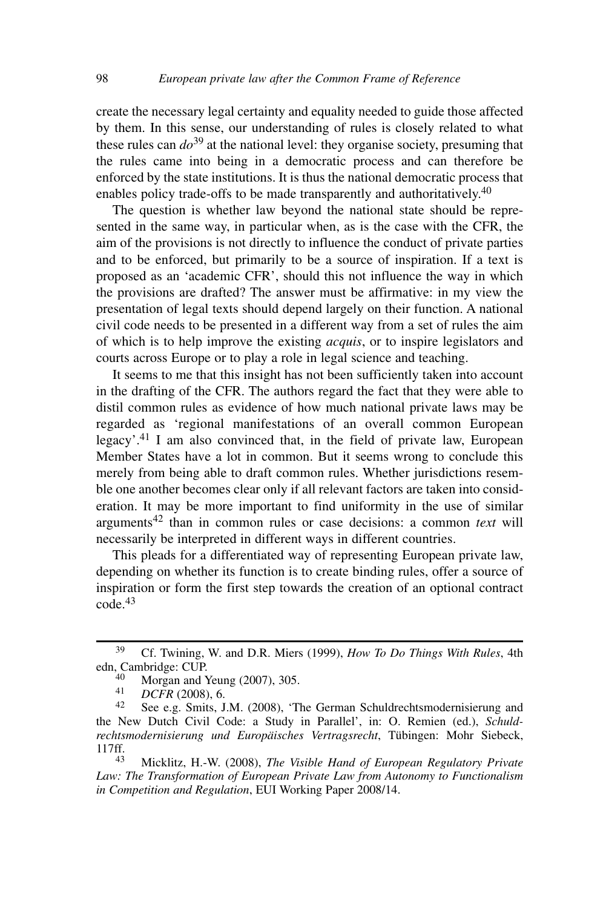create the necessary legal certainty and equality needed to guide those affected by them. In this sense, our understanding of rules is closely related to what these rules can *do*[39] at the national level: they organise society, presuming that the rules came into being in a democratic process and can therefore be enforced by the state institutions. It is thus the national democratic process that enables policy trade-offs to be made transparently and authoritatively.[40]

The question is whether law beyond the national state should be represented in the same way, in particular when, as is the case with the CFR, the aim of the provisions is not directly to influence the conduct of private parties and to be enforced, but primarily to be a source of inspiration. If a text is proposed as an 'academic CFR', should this not influence the way in which the provisions are drafted? The answer must be affirmative: in my view the presentation of legal texts should depend largely on their function. A national civil code needs to be presented in a different way from a set of rules the aim of which is to help improve the existing *acquis*, or to inspire legislators and courts across Europe or to play a role in legal science and teaching.

It seems to me that this insight has not been sufficiently taken into account in the drafting of the CFR. The authors regard the fact that they were able to distil common rules as evidence of how much national private laws may be regarded as 'regional manifestations of an overall common European legacy'.[41] I am also convinced that, in the field of private law, European Member States have a lot in common. But it seems wrong to conclude this merely from being able to draft common rules. Whether jurisdictions resemble one another becomes clear only if all relevant factors are taken into consideration. It may be more important to find uniformity in the use of similar arguments[42] than in common rules or case decisions: a common *text* will necessarily be interpreted in different ways in different countries.

This pleads for a differentiated way of representing European private law, depending on whether its function is to create binding rules, offer a source of inspiration or form the first step towards the creation of an optional contract code.[43]

---

[39] Cf. Twining, W. and D.R. Miers (1999), *How To Do Things With Rules*, 4th edn, Cambridge: CUP.

[40] Morgan and Yeung (2007), 305.

[41] *DCFR* (2008), 6.

[42] See e.g. Smits, J.M. (2008), 'The German Schuldrechtsmodernisierung and the New Dutch Civil Code: a Study in Parallel', in: O. Remien (ed.), *Schuldrechtsmodernisierung und Europäisches Vertragsrecht*, Tübingen: Mohr Siebeck, 117ff.

[43] Micklitz, H.-W. (2008), *The Visible Hand of European Regulatory Private Law: The Transformation of European Private Law from Autonomy to Functionalism in Competition and Regulation*, EUI Working Paper 2008/14.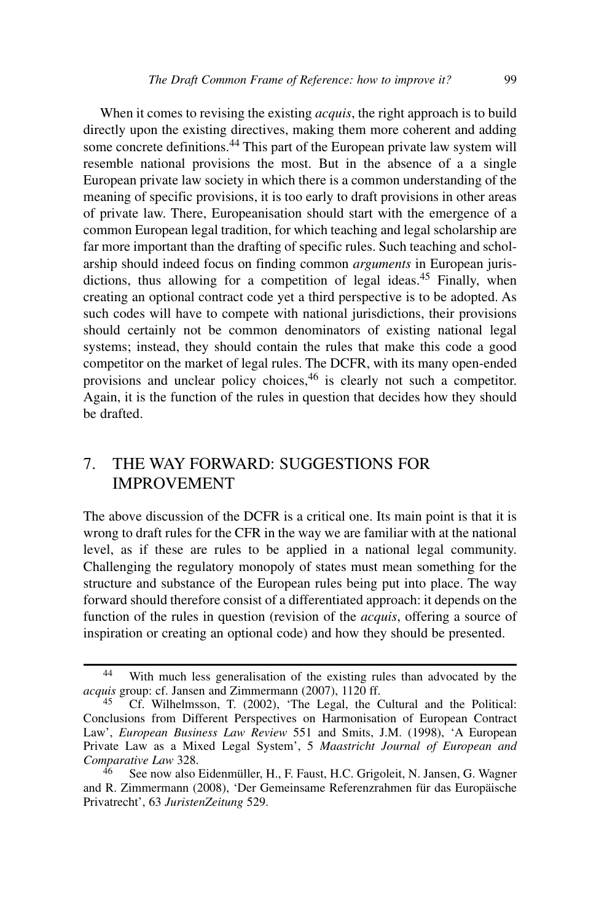When it comes to revising the existing *acquis*, the right approach is to build directly upon the existing directives, making them more coherent and adding some concrete definitions.[44] This part of the European private law system will resemble national provisions the most. But in the absence of a a single European private law society in which there is a common understanding of the meaning of specific provisions, it is too early to draft provisions in other areas of private law. There, Europeanisation should start with the emergence of a common European legal tradition, for which teaching and legal scholarship are far more important than the drafting of specific rules. Such teaching and scholarship should indeed focus on finding common *arguments* in European jurisdictions, thus allowing for a competition of legal ideas.[45] Finally, when creating an optional contract code yet a third perspective is to be adopted. As such codes will have to compete with national jurisdictions, their provisions should certainly not be common denominators of existing national legal systems; instead, they should contain the rules that make this code a good competitor on the market of legal rules. The DCFR, with its many open-ended provisions and unclear policy choices,[46] is clearly not such a competitor. Again, it is the function of the rules in question that decides how they should be drafted.

## 7. THE WAY FORWARD: SUGGESTIONS FOR IMPROVEMENT

The above discussion of the DCFR is a critical one. Its main point is that it is wrong to draft rules for the CFR in the way we are familiar with at the national level, as if these are rules to be applied in a national legal community. Challenging the regulatory monopoly of states must mean something for the structure and substance of the European rules being put into place. The way forward should therefore consist of a differentiated approach: it depends on the function of the rules in question (revision of the *acquis*, offering a source of inspiration or creating an optional code) and how they should be presented.

---

[44] With much less generalisation of the existing rules than advocated by the *acquis* group: cf. Jansen and Zimmermann (2007), 1120 ff.

[45] Cf. Wilhelmsson, T. (2002), 'The Legal, the Cultural and the Political: Conclusions from Different Perspectives on Harmonisation of European Contract Law', *European Business Law Review* 551 and Smits, J.M. (1998), 'A European Private Law as a Mixed Legal System', 5 *Maastricht Journal of European and Comparative Law* 328.

[46] See now also Eidenmüller, H., F. Faust, H.C. Grigoleit, N. Jansen, G. Wagner and R. Zimmermann (2008), 'Der Gemeinsame Referenzrahmen für das Europäische Privatrecht', 63 *JuristenZeitung* 529.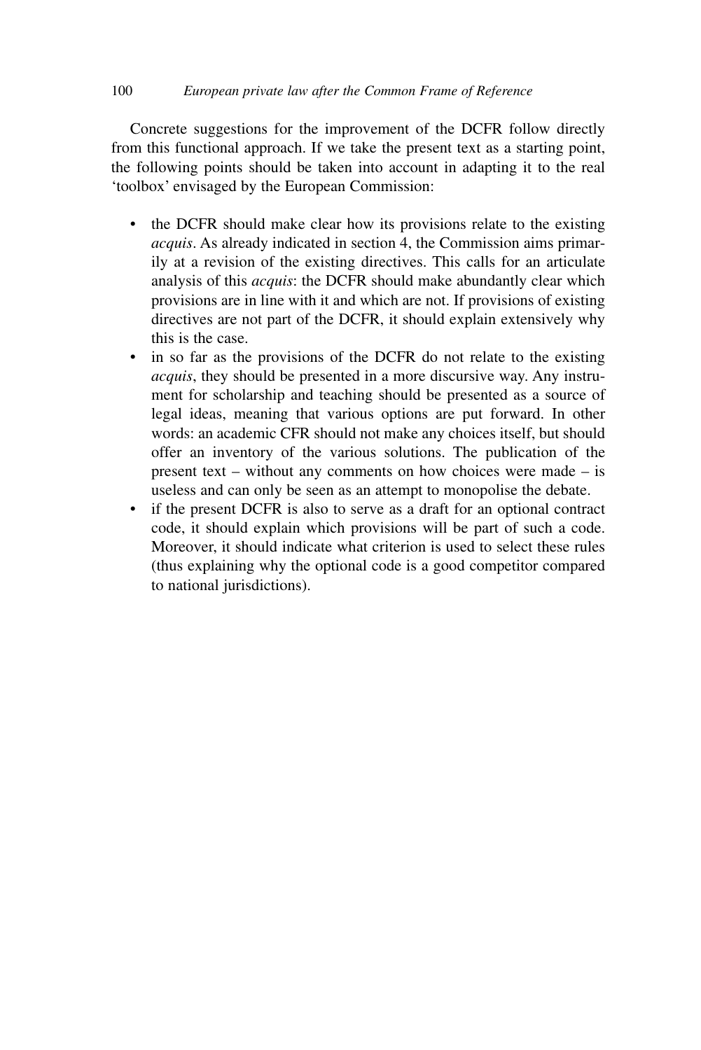Concrete suggestions for the improvement of the DCFR follow directly from this functional approach. If we take the present text as a starting point, the following points should be taken into account in adapting it to the real 'toolbox' envisaged by the European Commission:

- the DCFR should make clear how its provisions relate to the existing *acquis*. As already indicated in section 4, the Commission aims primarily at a revision of the existing directives. This calls for an articulate analysis of this *acquis*: the DCFR should make abundantly clear which provisions are in line with it and which are not. If provisions of existing directives are not part of the DCFR, it should explain extensively why this is the case.
- in so far as the provisions of the DCFR do not relate to the existing *acquis*, they should be presented in a more discursive way. Any instrument for scholarship and teaching should be presented as a source of legal ideas, meaning that various options are put forward. In other words: an academic CFR should not make any choices itself, but should offer an inventory of the various solutions. The publication of the present text – without any comments on how choices were made – is useless and can only be seen as an attempt to monopolise the debate.
- if the present DCFR is also to serve as a draft for an optional contract code, it should explain which provisions will be part of such a code. Moreover, it should indicate what criterion is used to select these rules (thus explaining why the optional code is a good competitor compared to national jurisdictions).